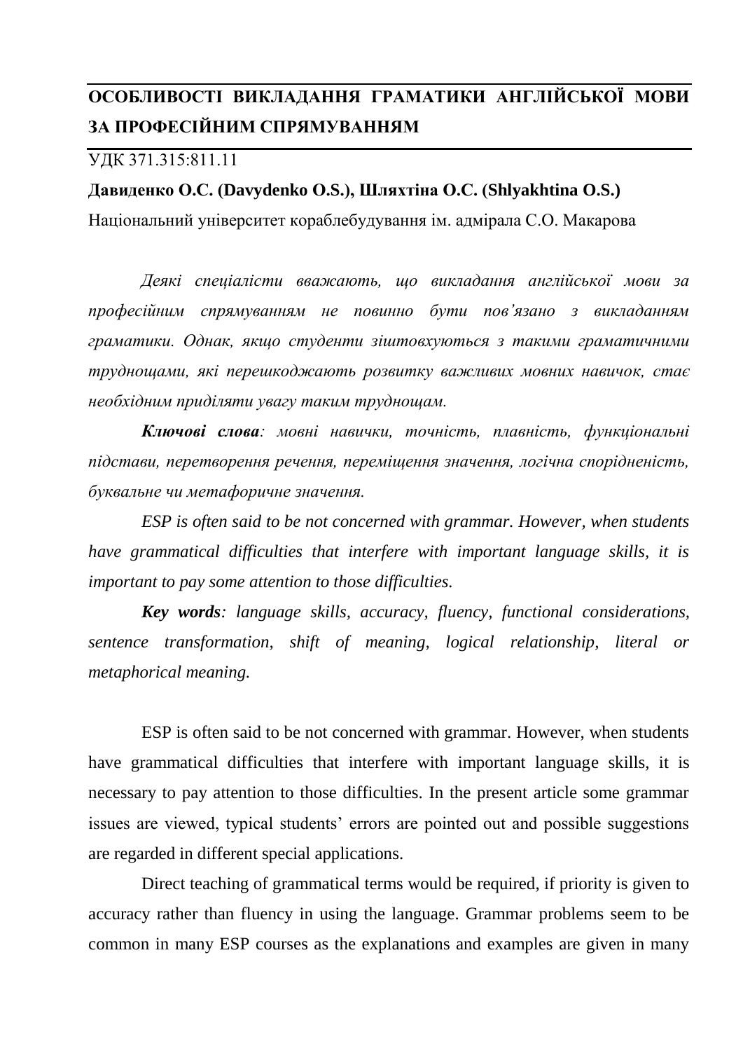# ОСОБЛИВОСТІ ВИКЛАДАННЯ ГРАМАТИКИ АНГЛІЙСЬКОЇ МОВИ ЗА ПРОФЕСІЙНИМ СПРЯМУВАННЯМ

УДК 371.315:811.11

**Давиденко О.С. (Davydenko O.S.), Шляхтіна О.С. (Shlyakhtina O.S.)**

Національний університет кораблебудування ім. адмірала С.О. Макарова

*Деякі спеціалісти вважають, що викладання англійської мови за професійним спрямуванням не повинно бути пов'язано з викладанням граматики. Однак, якщо студенти зіштовхуються з такими граматичними труднощами, які перешкоджають розвитку важливих мовних навичок, стає необхідним приділяти увагу таким труднощам.*

***Ключові слова**: мовні навички, точність, плавність, функціональні підстави, перетворення речення, переміщення значення, логічна спорідненість, буквальне чи метафоричне значення.*

*ESP is often said to be not concerned with grammar. However, when students have grammatical difficulties that interfere with important language skills, it is important to pay some attention to those difficulties.*

***Key words**: language skills, accuracy, fluency, functional considerations, sentence transformation, shift of meaning, logical relationship, literal or metaphorical meaning.*

ESP is often said to be not concerned with grammar. However, when students have grammatical difficulties that interfere with important language skills, it is necessary to pay attention to those difficulties. In the present article some grammar issues are viewed, typical students' errors are pointed out and possible suggestions are regarded in different special applications.

Direct teaching of grammatical terms would be required, if priority is given to accuracy rather than fluency in using the language. Grammar problems seem to be common in many ESP courses as the explanations and examples are given in many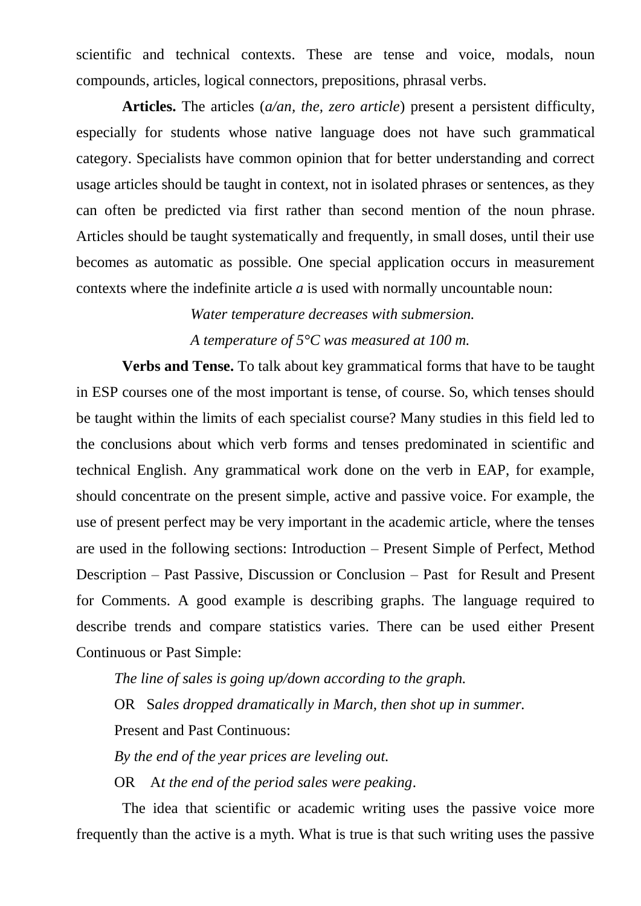scientific and technical contexts. These are tense and voice, modals, noun compounds, articles, logical connectors, prepositions, phrasal verbs.

**Articles.** The articles (*a/an, the, zero article*) present a persistent difficulty, especially for students whose native language does not have such grammatical category. Specialists have common opinion that for better understanding and correct usage articles should be taught in context, not in isolated phrases or sentences, as they can often be predicted via first rather than second mention of the noun phrase. Articles should be taught systematically and frequently, in small doses, until their use becomes as automatic as possible. One special application occurs in measurement contexts where the indefinite article ***a*** is used with normally uncountable noun:

*Water temperature decreases with submersion.*

*A temperature of 5°C was measured at 100 m.*

**Verbs and Tense.** To talk about key grammatical forms that have to be taught in ESP courses one of the most important is tense, of course. So, which tenses should be taught within the limits of each specialist course? Many studies in this field led to the conclusions about which verb forms and tenses predominated in scientific and technical English. Any grammatical work done on the verb in EAP, for example, should concentrate on the present simple, active and passive voice. For example, the use of present perfect may be very important in the academic article, where the tenses are used in the following sections: Introduction – Present Simple of Perfect, Method Description – Past Passive, Discussion or Conclusion – Past for Result and Present for Comments. A good example is describing graphs. The language required to describe trends and compare statistics varies. There can be used either Present Continuous or Past Simple:

*The line of sales is going up/down according to the graph.*

OR *Sales dropped dramatically in March, then shot up in summer.*

Present and Past Continuous:

*By the end of the year prices are leveling out.*

OR *At the end of the period sales were peaking*.

The idea that scientific or academic writing uses the passive voice more frequently than the active is a myth. What is true is that such writing uses the passive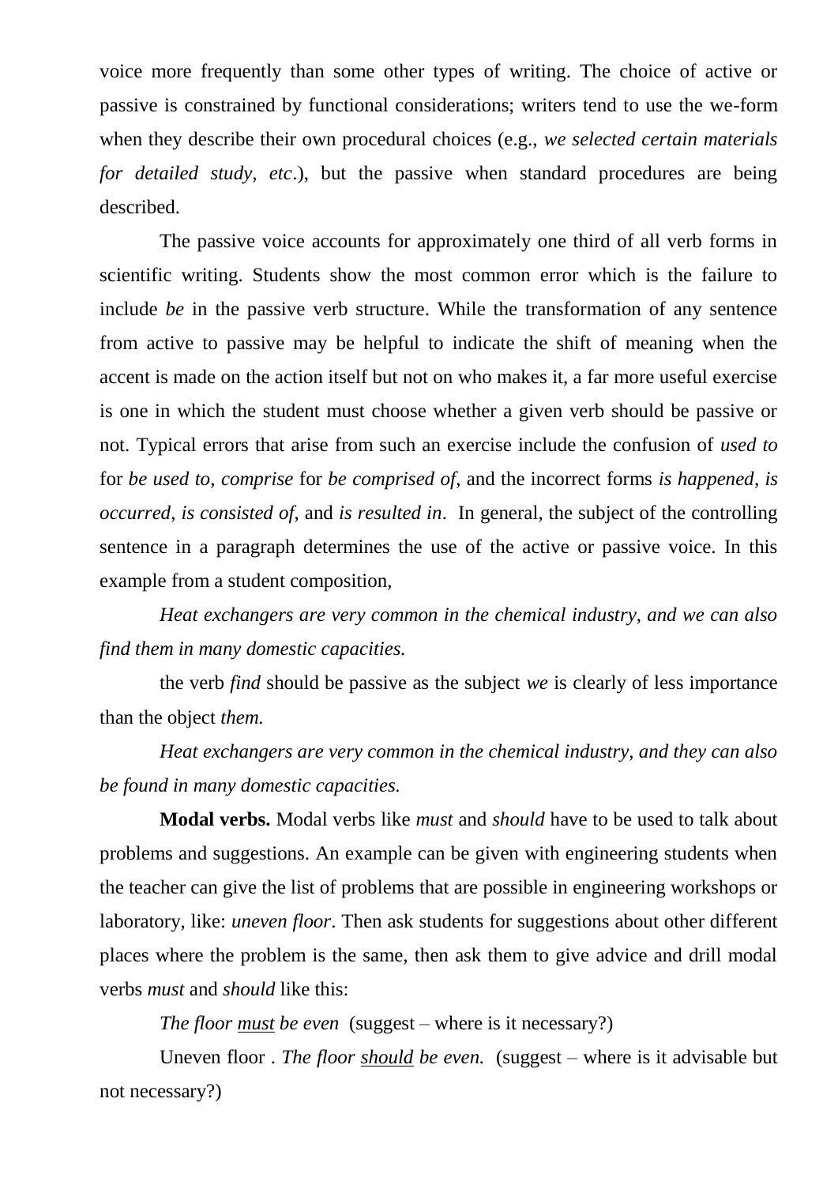voice more frequently than some other types of writing. The choice of active or passive is constrained by functional considerations; writers tend to use the we-form when they describe their own procedural choices (e.g., *we selected certain materials for detailed study, etc*.), but the passive when standard procedures are being described.

The passive voice accounts for approximately one third of all verb forms in scientific writing. Students show the most common error which is the failure to include *be* in the passive verb structure. While the transformation of any sentence from active to passive may be helpful to indicate the shift of meaning when the accent is made on the action itself but not on who makes it, a far more useful exercise is one in which the student must choose whether a given verb should be passive or not. Typical errors that arise from such an exercise include the confusion of *used to* for *be used to*, *comprise* for *be comprised of*, and the incorrect forms *is happened*, *is occurred, is consisted of*, and *is resulted in*. In general, the subject of the controlling sentence in a paragraph determines the use of the active or passive voice. In this example from a student composition,

*Heat exchangers are very common in the chemical industry, and we can also find them in many domestic capacities.*

the verb *find* should be passive as the subject *we* is clearly of less importance than the object *them.*

*Heat exchangers are very common in the chemical industry, and they can also be found in many domestic capacities.*

**Modal verbs.** Modal verbs like *must* and *should* have to be used to talk about problems and suggestions. An example can be given with engineering students when the teacher can give the list of problems that are possible in engineering workshops or laboratory, like: *uneven floor*. Then ask students for suggestions about other different places where the problem is the same, then ask them to give advice and drill modal verbs *must* and *should* like this:

*The floor <u>must</u> be even* (suggest – where is it necessary?)

Uneven floor . *The floor <u>should</u> be even.* (suggest – where is it advisable but not necessary?)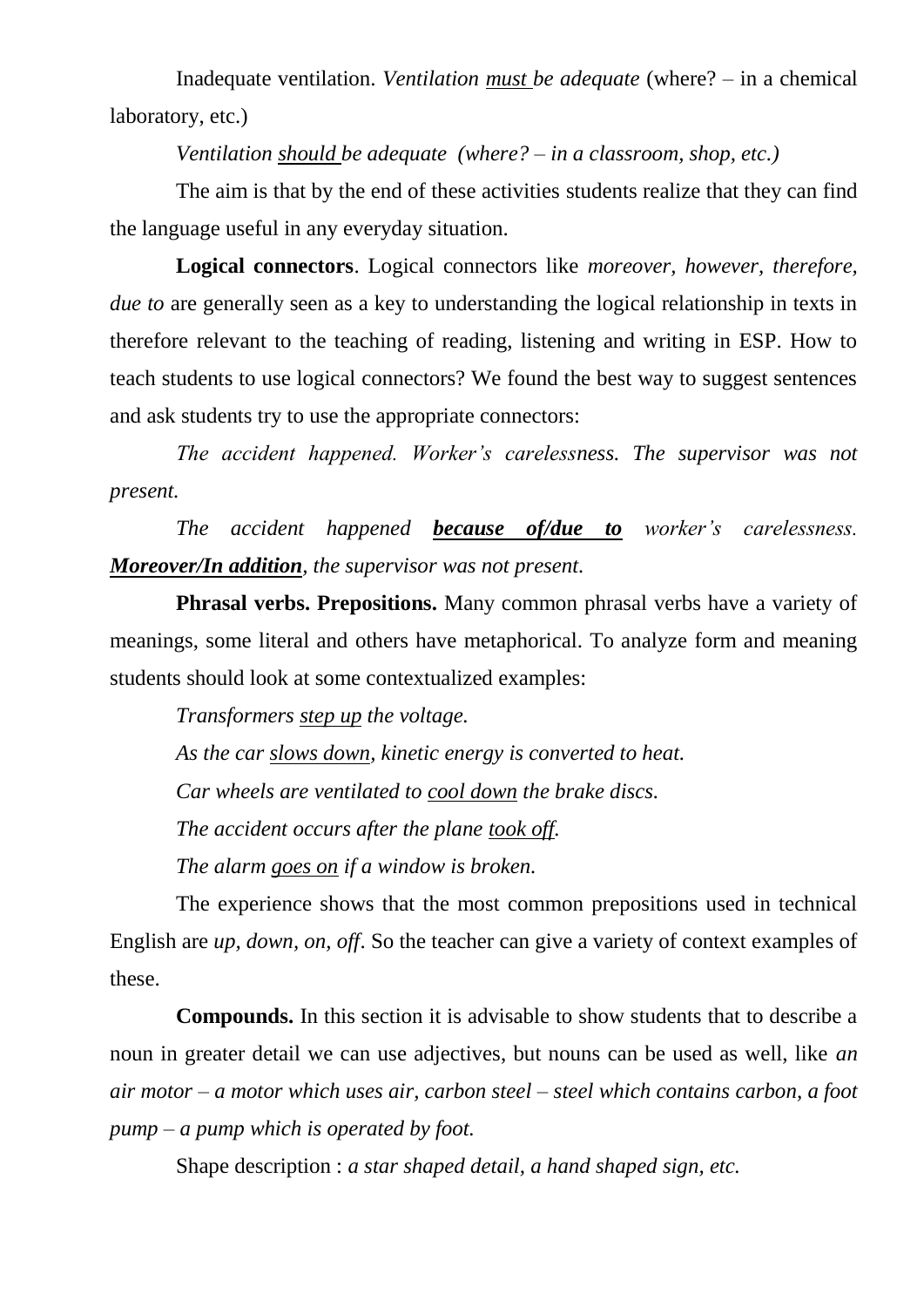Inadequate ventilation. *Ventilation <u>must</u> be adequate* (where? – in a chemical laboratory, etc.)

*Ventilation <u>should</u> be adequate (where? – in a classroom, shop, etc.)*

The aim is that by the end of these activities students realize that they can find the language useful in any everyday situation.

**Logical connectors**. Logical connectors like *moreover, however, therefore, due to* are generally seen as a key to understanding the logical relationship in texts in therefore relevant to the teaching of reading, listening and writing in ESP. How to teach students to use logical connectors? We found the best way to suggest sentences and ask students try to use the appropriate connectors:

*The accident happened. Worker's carelessness. The supervisor was not present.*

*The accident happened* ***<u>because of/due to</u>*** *worker's carelessness.* ***<u>Moreover/In addition</u>****, the supervisor was not present.*

**Phrasal verbs. Prepositions.** Many common phrasal verbs have a variety of meanings, some literal and others have metaphorical. To analyze form and meaning students should look at some contextualized examples:

*Transformers <u>step up</u> the voltage.*

*As the car <u>slows down</u>, kinetic energy is converted to heat.*

*Car wheels are ventilated to <u>cool down</u> the brake discs.*

*The accident occurs after the plane <u>took off</u>.*

*The alarm <u>goes on</u> if a window is broken.*

The experience shows that the most common prepositions used in technical English are *up, down, on, off*. So the teacher can give a variety of context examples of these.

**Compounds.** In this section it is advisable to show students that to describe a noun in greater detail we can use adjectives, but nouns can be used as well, like *an air motor – a motor which uses air, carbon steel – steel which contains carbon, a foot pump – a pump which is operated by foot.*

Shape description : *a star shaped detail, a hand shaped sign, etc.*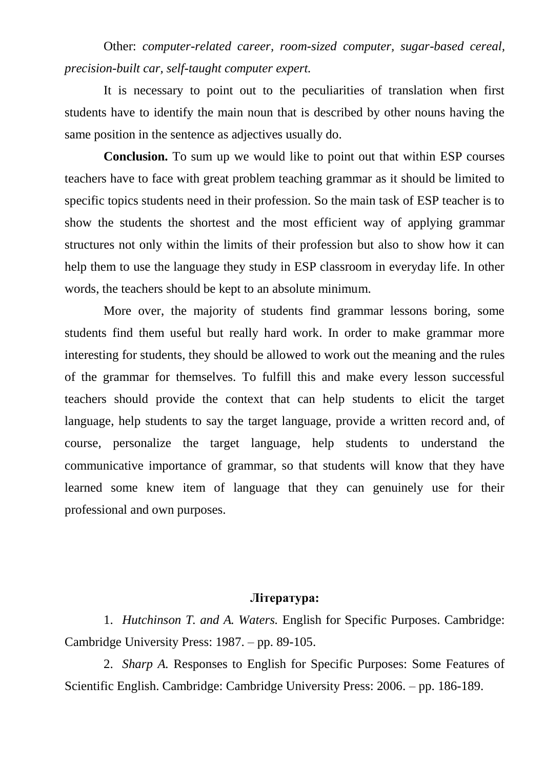Other: *computer-related career, room-sized computer, sugar-based cereal, precision-built car, self-taught computer expert.*

It is necessary to point out to the peculiarities of translation when first students have to identify the main noun that is described by other nouns having the same position in the sentence as adjectives usually do.

**Conclusion.** To sum up we would like to point out that within ESP courses teachers have to face with great problem teaching grammar as it should be limited to specific topics students need in their profession. So the main task of ESP teacher is to show the students the shortest and the most efficient way of applying grammar structures not only within the limits of their profession but also to show how it can help them to use the language they study in ESP classroom in everyday life. In other words, the teachers should be kept to an absolute minimum.

More over, the majority of students find grammar lessons boring, some students find them useful but really hard work. In order to make grammar more interesting for students, they should be allowed to work out the meaning and the rules of the grammar for themselves. To fulfill this and make every lesson successful teachers should provide the context that can help students to elicit the target language, help students to say the target language, provide a written record and, of course, personalize the target language, help students to understand the communicative importance of grammar, so that students will know that they have learned some knew item of language that they can genuinely use for their professional and own purposes.

**Література:**

1. *Hutchinson T. and A. Waters.* English for Specific Purposes. Cambridge: Cambridge University Press: 1987. – pp. 89-105.
2. *Sharp A.* Responses to English for Specific Purposes: Some Features of Scientific English. Cambridge: Cambridge University Press: 2006. – pp. 186-189.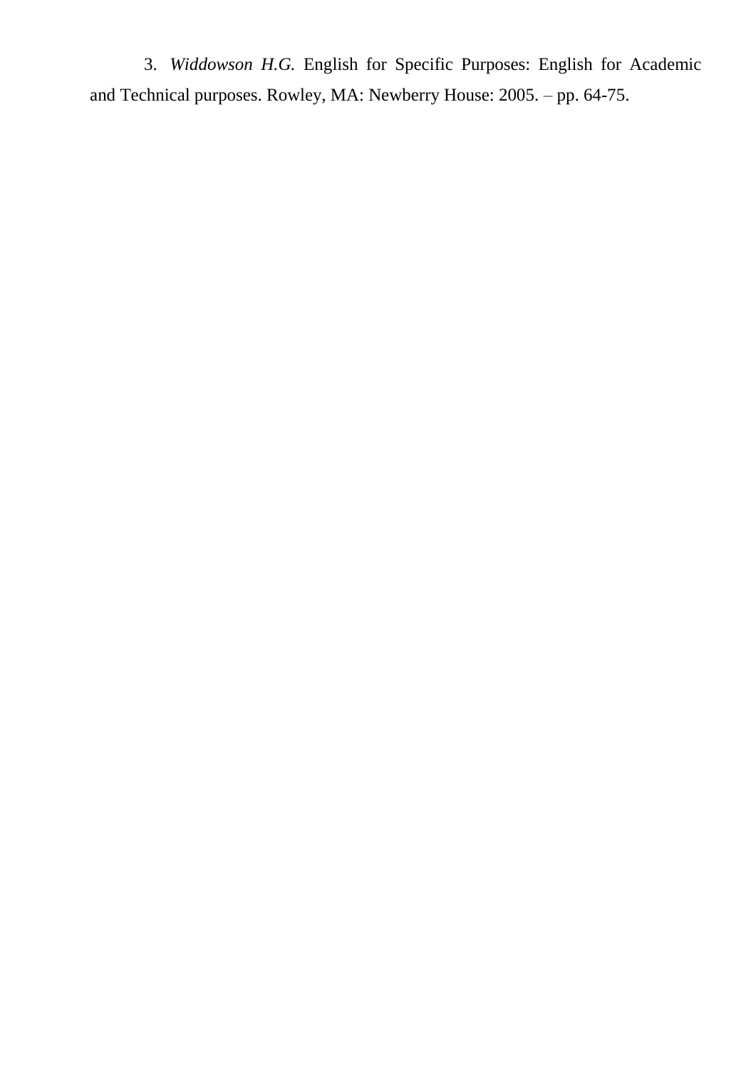3. *Widdowson H.G.* English for Specific Purposes: English for Academic and Technical purposes. Rowley, MA: Newberry House: 2005. – pp. 64-75.